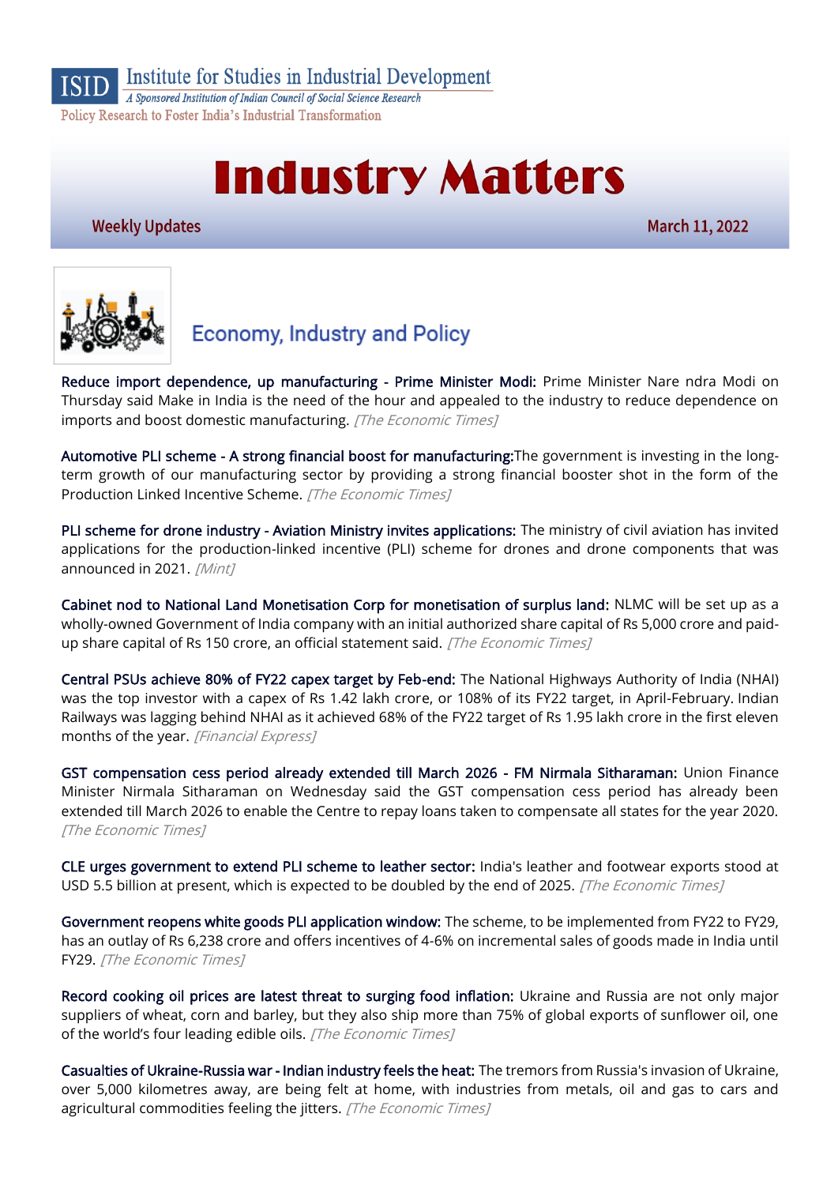Institute for Studies in Industrial Development

*A Sponsored Institution of Indian Council of Social Science Research*

Policy Research to Foster India's Industrial Transformation

# Industry Matters

**Weekly Updates** **March 11, 2022**

## Economy, Industry and Policy

**Reduce import dependence, up manufacturing - Prime Minister Modi:** Prime Minister Nare ndra Modi on Thursday said Make in India is the need of the hour and appealed to the industry to reduce dependence on imports and boost domestic manufacturing. *[The Economic Times]*

**Automotive PLI scheme - A strong financial boost for manufacturing:** The government is investing in the long-term growth of our manufacturing sector by providing a strong financial booster shot in the form of the Production Linked Incentive Scheme. *[The Economic Times]*

**PLI scheme for drone industry - Aviation Ministry invites applications:** The ministry of civil aviation has invited applications for the production-linked incentive (PLI) scheme for drones and drone components that was announced in 2021. *[Mint]*

**Cabinet nod to National Land Monetisation Corp for monetisation of surplus land:** NLMC will be set up as a wholly-owned Government of India company with an initial authorized share capital of Rs 5,000 crore and paid-up share capital of Rs 150 crore, an official statement said. *[The Economic Times]*

**Central PSUs achieve 80% of FY22 capex target by Feb-end:** The National Highways Authority of India (NHAI) was the top investor with a capex of Rs 1.42 lakh crore, or 108% of its FY22 target, in April-February. Indian Railways was lagging behind NHAI as it achieved 68% of the FY22 target of Rs 1.95 lakh crore in the first eleven months of the year. *[Financial Express]*

**GST compensation cess period already extended till March 2026 - FM Nirmala Sitharaman:** Union Finance Minister Nirmala Sitharaman on Wednesday said the GST compensation cess period has already been extended till March 2026 to enable the Centre to repay loans taken to compensate all states for the year 2020. *[The Economic Times]*

**CLE urges government to extend PLI scheme to leather sector:** India's leather and footwear exports stood at USD 5.5 billion at present, which is expected to be doubled by the end of 2025. *[The Economic Times]*

**Government reopens white goods PLI application window:** The scheme, to be implemented from FY22 to FY29, has an outlay of Rs 6,238 crore and offers incentives of 4-6% on incremental sales of goods made in India until FY29. *[The Economic Times]*

**Record cooking oil prices are latest threat to surging food inflation:** Ukraine and Russia are not only major suppliers of wheat, corn and barley, but they also ship more than 75% of global exports of sunflower oil, one of the world's four leading edible oils. *[The Economic Times]*

**Casualties of Ukraine-Russia war - Indian industry feels the heat:** The tremors from Russia's invasion of Ukraine, over 5,000 kilometres away, are being felt at home, with industries from metals, oil and gas to cars and agricultural commodities feeling the jitters. *[The Economic Times]*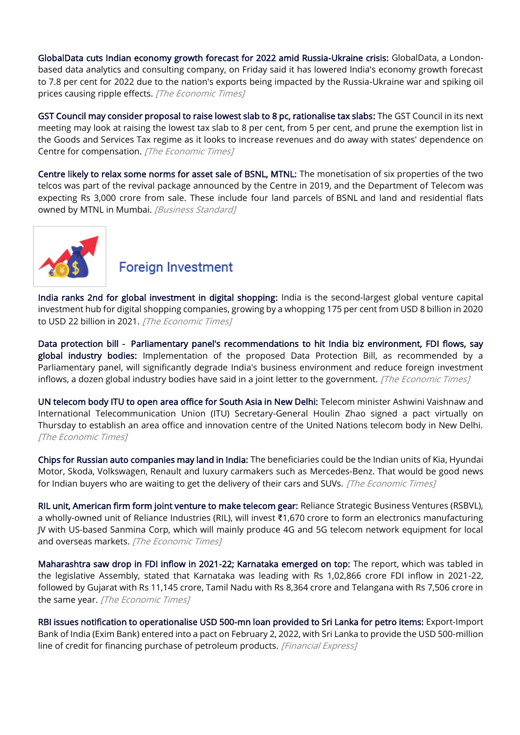**GlobalData cuts Indian economy growth forecast for 2022 amid Russia-Ukraine crisis:** GlobalData, a London-based data analytics and consulting company, on Friday said it has lowered India's economy growth forecast to 7.8 per cent for 2022 due to the nation's exports being impacted by the Russia-Ukraine war and spiking oil prices causing ripple effects. *[The Economic Times]*

**GST Council may consider proposal to raise lowest slab to 8 pc, rationalise tax slabs:** The GST Council in its next meeting may look at raising the lowest tax slab to 8 per cent, from 5 per cent, and prune the exemption list in the Goods and Services Tax regime as it looks to increase revenues and do away with states' dependence on Centre for compensation. *[The Economic Times]*

**Centre likely to relax some norms for asset sale of BSNL, MTNL:** The monetisation of six properties of the two telcos was part of the revival package announced by the Centre in 2019, and the Department of Telecom was expecting Rs 3,000 crore from sale. These include four land parcels of BSNL and land and residential flats owned by MTNL in Mumbai. *[Business Standard]*

## Foreign Investment

**India ranks 2nd for global investment in digital shopping:** India is the second-largest global venture capital investment hub for digital shopping companies, growing by a whopping 175 per cent from USD 8 billion in 2020 to USD 22 billion in 2021. *[The Economic Times]*

**Data protection bill - Parliamentary panel's recommendations to hit India biz environment, FDI flows, say global industry bodies:** Implementation of the proposed Data Protection Bill, as recommended by a Parliamentary panel, will significantly degrade India's business environment and reduce foreign investment inflows, a dozen global industry bodies have said in a joint letter to the government. *[The Economic Times]*

**UN telecom body ITU to open area office for South Asia in New Delhi:** Telecom minister Ashwini Vaishnaw and International Telecommunication Union (ITU) Secretary-General Houlin Zhao signed a pact virtually on Thursday to establish an area office and innovation centre of the United Nations telecom body in New Delhi. *[The Economic Times]*

**Chips for Russian auto companies may land in India:** The beneficiaries could be the Indian units of Kia, Hyundai Motor, Skoda, Volkswagen, Renault and luxury carmakers such as Mercedes-Benz. That would be good news for Indian buyers who are waiting to get the delivery of their cars and SUVs. *[The Economic Times]*

**RIL unit, American firm form joint venture to make telecom gear:** Reliance Strategic Business Ventures (RSBVL), a wholly-owned unit of Reliance Industries (RIL), will invest ₹1,670 crore to form an electronics manufacturing JV with US-based Sanmina Corp, which will mainly produce 4G and 5G telecom network equipment for local and overseas markets. *[The Economic Times]*

**Maharashtra saw drop in FDI inflow in 2021-22; Karnataka emerged on top:** The report, which was tabled in the legislative Assembly, stated that Karnataka was leading with Rs 1,02,866 crore FDI inflow in 2021-22, followed by Gujarat with Rs 11,145 crore, Tamil Nadu with Rs 8,364 crore and Telangana with Rs 7,506 crore in the same year. *[The Economic Times]*

**RBI issues notification to operationalise USD 500-mn loan provided to Sri Lanka for petro items:** Export-Import Bank of India (Exim Bank) entered into a pact on February 2, 2022, with Sri Lanka to provide the USD 500-million line of credit for financing purchase of petroleum products. *[Financial Express]*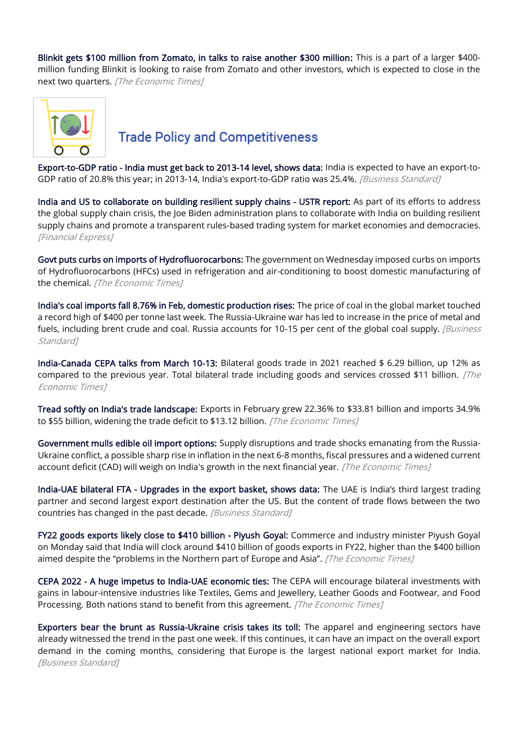**Blinkit gets $100 million from Zomato, in talks to raise another $300 million:** This is a part of a larger $400-million funding Blinkit is looking to raise from Zomato and other investors, which is expected to close in the next two quarters. *[The Economic Times]*

## Trade Policy and Competitiveness

**Export-to-GDP ratio - India must get back to 2013-14 level, shows data:** India is expected to have an export-to-GDP ratio of 20.8% this year; in 2013-14, India's export-to-GDP ratio was 25.4%. *[Business Standard]*

**India and US to collaborate on building resilient supply chains - USTR report:** As part of its efforts to address the global supply chain crisis, the Joe Biden administration plans to collaborate with India on building resilient supply chains and promote a transparent rules-based trading system for market economies and democracies. *[Financial Express]*

**Govt puts curbs on imports of Hydrofluorocarbons:** The government on Wednesday imposed curbs on imports of Hydrofluorocarbons (HFCs) used in refrigeration and air-conditioning to boost domestic manufacturing of the chemical. *[The Economic Times]*

**India's coal imports fall 8.76% in Feb, domestic production rises:** The price of coal in the global market touched a record high of $400 per tonne last week. The Russia-Ukraine war has led to increase in the price of metal and fuels, including brent crude and coal. Russia accounts for 10-15 per cent of the global coal supply. *[Business Standard]*

**India-Canada CEPA talks from March 10-13:** Bilateral goods trade in 2021 reached $ 6.29 billion, up 12% as compared to the previous year. Total bilateral trade including goods and services crossed $11 billion. *[The Economic Times]*

**Tread softly on India's trade landscape:** Exports in February grew 22.36% to $33.81 billion and imports 34.9% to $55 billion, widening the trade deficit to $13.12 billion. *[The Economic Times]*

**Government mulls edible oil import options:** Supply disruptions and trade shocks emanating from the Russia-Ukraine conflict, a possible sharp rise in inflation in the next 6-8 months, fiscal pressures and a widened current account deficit (CAD) will weigh on India's growth in the next financial year. *[The Economic Times]*

**India-UAE bilateral FTA - Upgrades in the export basket, shows data:** The UAE is India's third largest trading partner and second largest export destination after the US. But the content of trade flows between the two countries has changed in the past decade. *[Business Standard]*

**FY22 goods exports likely close to $410 billion - Piyush Goyal:** Commerce and industry minister Piyush Goyal on Monday said that India will clock around $410 billion of goods exports in FY22, higher than the $400 billion aimed despite the "problems in the Northern part of Europe and Asia". *[The Economic Times]*

**CEPA 2022 - A huge impetus to India-UAE economic ties:** The CEPA will encourage bilateral investments with gains in labour-intensive industries like Textiles, Gems and Jewellery, Leather Goods and Footwear, and Food Processing. Both nations stand to benefit from this agreement. *[The Economic Times]*

**Exporters bear the brunt as Russia-Ukraine crisis takes its toll:** The apparel and engineering sectors have already witnessed the trend in the past one week. If this continues, it can have an impact on the overall export demand in the coming months, considering that Europe is the largest national export market for India. *[Business Standard]*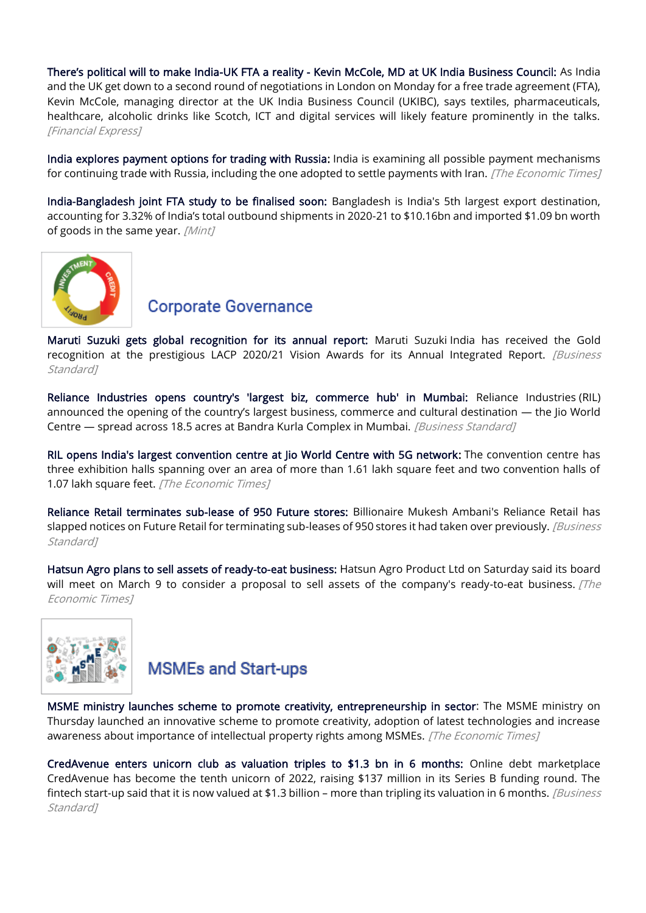**There's political will to make India-UK FTA a reality - Kevin McCole, MD at UK India Business Council:** As India and the UK get down to a second round of negotiations in London on Monday for a free trade agreement (FTA), Kevin McCole, managing director at the UK India Business Council (UKIBC), says textiles, pharmaceuticals, healthcare, alcoholic drinks like Scotch, ICT and digital services will likely feature prominently in the talks. *[Financial Express]*

**India explores payment options for trading with Russia:** India is examining all possible payment mechanisms for continuing trade with Russia, including the one adopted to settle payments with Iran. *[The Economic Times]*

**India-Bangladesh joint FTA study to be finalised soon:** Bangladesh is India's 5th largest export destination, accounting for 3.32% of India's total outbound shipments in 2020-21 to $10.16bn and imported $1.09 bn worth of goods in the same year. *[Mint]*

## Corporate Governance

**Maruti Suzuki gets global recognition for its annual report:** Maruti Suzuki India has received the Gold recognition at the prestigious LACP 2020/21 Vision Awards for its Annual Integrated Report. *[Business Standard]*

**Reliance Industries opens country's 'largest biz, commerce hub' in Mumbai:** Reliance Industries (RIL) announced the opening of the country's largest business, commerce and cultural destination — the Jio World Centre — spread across 18.5 acres at Bandra Kurla Complex in Mumbai. *[Business Standard]*

**RIL opens India's largest convention centre at Jio World Centre with 5G network:** The convention centre has three exhibition halls spanning over an area of more than 1.61 lakh square feet and two convention halls of 1.07 lakh square feet. *[The Economic Times]*

**Reliance Retail terminates sub-lease of 950 Future stores:** Billionaire Mukesh Ambani's Reliance Retail has slapped notices on Future Retail for terminating sub-leases of 950 stores it had taken over previously. *[Business Standard]*

**Hatsun Agro plans to sell assets of ready-to-eat business:** Hatsun Agro Product Ltd on Saturday said its board will meet on March 9 to consider a proposal to sell assets of the company's ready-to-eat business. *[The Economic Times]*

## MSMEs and Start-ups

**MSME ministry launches scheme to promote creativity, entrepreneurship in sector**: The MSME ministry on Thursday launched an innovative scheme to promote creativity, adoption of latest technologies and increase awareness about importance of intellectual property rights among MSMEs. *[The Economic Times]*

**CredAvenue enters unicorn club as valuation triples to $1.3 bn in 6 months:** Online debt marketplace CredAvenue has become the tenth unicorn of 2022, raising $137 million in its Series B funding round. The fintech start-up said that it is now valued at $1.3 billion – more than tripling its valuation in 6 months. *[Business Standard]*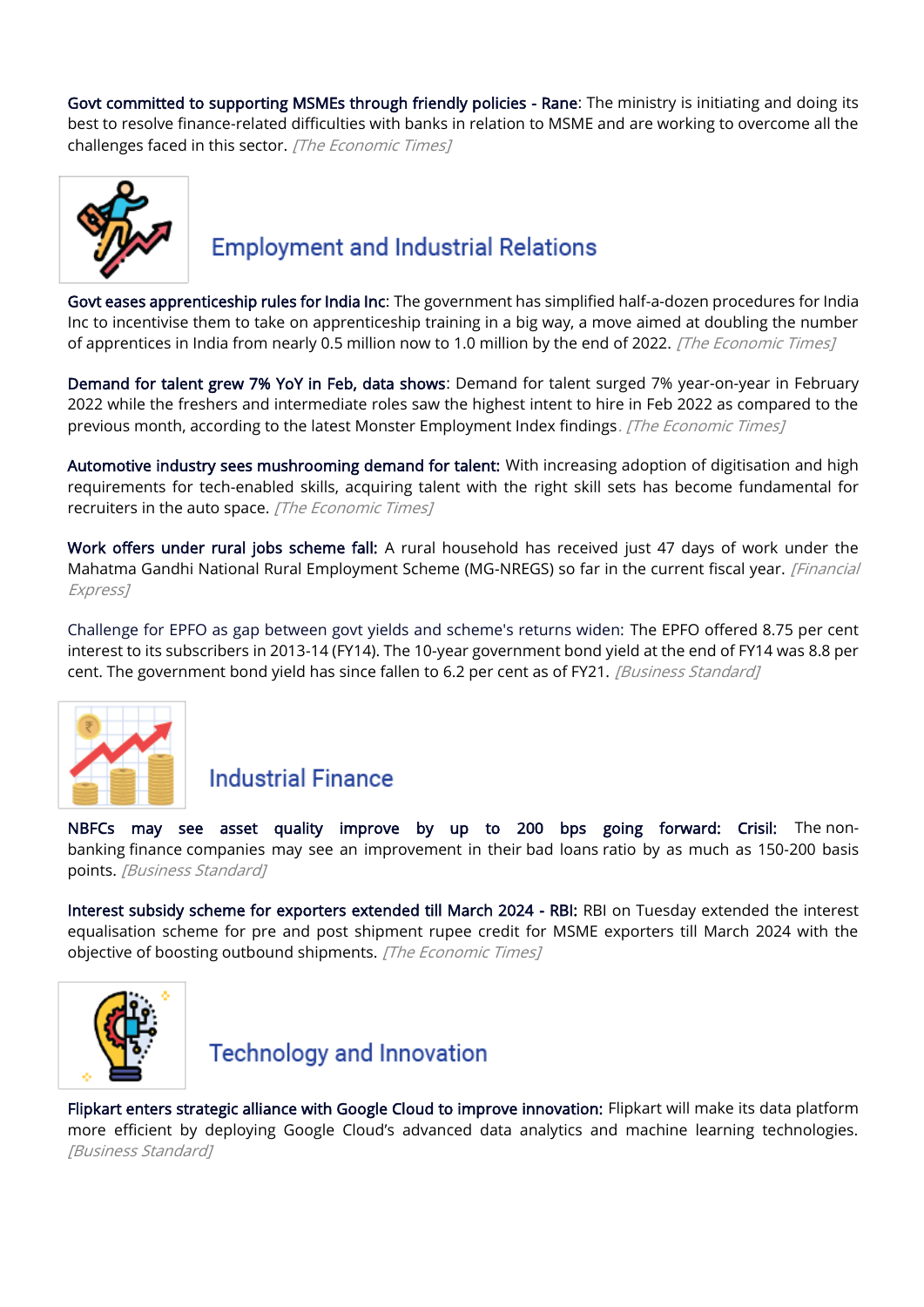**Govt committed to supporting MSMEs through friendly policies - Rane**: The ministry is initiating and doing its best to resolve finance-related difficulties with banks in relation to MSME and are working to overcome all the challenges faced in this sector. *[The Economic Times]*

## Employment and Industrial Relations

**Govt eases apprenticeship rules for India Inc**: The government has simplified half-a-dozen procedures for India Inc to incentivise them to take on apprenticeship training in a big way, a move aimed at doubling the number of apprentices in India from nearly 0.5 million now to 1.0 million by the end of 2022. *[The Economic Times]*

**Demand for talent grew 7% YoY in Feb, data shows**: Demand for talent surged 7% year-on-year in February 2022 while the freshers and intermediate roles saw the highest intent to hire in Feb 2022 as compared to the previous month, according to the latest Monster Employment Index findings. *[The Economic Times]*

**Automotive industry sees mushrooming demand for talent:** With increasing adoption of digitisation and high requirements for tech-enabled skills, acquiring talent with the right skill sets has become fundamental for recruiters in the auto space. *[The Economic Times]*

**Work offers under rural jobs scheme fall:** A rural household has received just 47 days of work under the Mahatma Gandhi National Rural Employment Scheme (MG-NREGS) so far in the current fiscal year. *[Financial Express]*

Challenge for EPFO as gap between govt yields and scheme's returns widen: The EPFO offered 8.75 per cent interest to its subscribers in 2013-14 (FY14). The 10-year government bond yield at the end of FY14 was 8.8 per cent. The government bond yield has since fallen to 6.2 per cent as of FY21. *[Business Standard]*

## Industrial Finance

**NBFCs may see asset quality improve by up to 200 bps going forward: Crisil:** The non-banking finance companies may see an improvement in their bad loans ratio by as much as 150-200 basis points. *[Business Standard]*

**Interest subsidy scheme for exporters extended till March 2024 - RBI:** RBI on Tuesday extended the interest equalisation scheme for pre and post shipment rupee credit for MSME exporters till March 2024 with the objective of boosting outbound shipments. *[The Economic Times]*

## Technology and Innovation

**Flipkart enters strategic alliance with Google Cloud to improve innovation:** Flipkart will make its data platform more efficient by deploying Google Cloud's advanced data analytics and machine learning technologies. *[Business Standard]*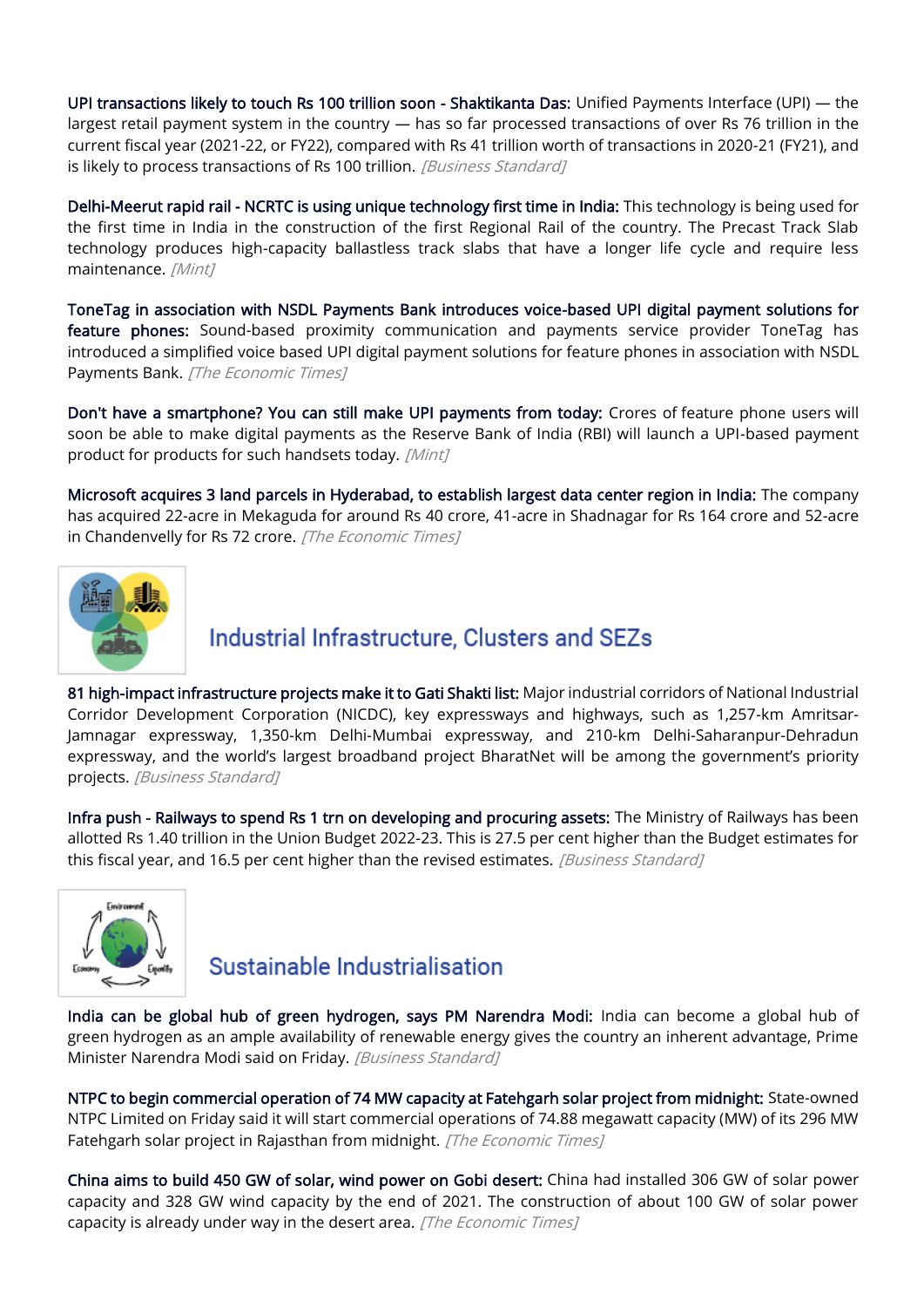**UPI transactions likely to touch Rs 100 trillion soon - Shaktikanta Das:** Unified Payments Interface (UPI) — the largest retail payment system in the country — has so far processed transactions of over Rs 76 trillion in the current fiscal year (2021-22, or FY22), compared with Rs 41 trillion worth of transactions in 2020-21 (FY21), and is likely to process transactions of Rs 100 trillion. *[Business Standard]*

**Delhi-Meerut rapid rail - NCRTC is using unique technology first time in India:** This technology is being used for the first time in India in the construction of the first Regional Rail of the country. The Precast Track Slab technology produces high-capacity ballastless track slabs that have a longer life cycle and require less maintenance. *[Mint]*

**ToneTag in association with NSDL Payments Bank introduces voice-based UPI digital payment solutions for feature phones:** Sound-based proximity communication and payments service provider ToneTag has introduced a simplified voice based UPI digital payment solutions for feature phones in association with NSDL Payments Bank. *[The Economic Times]*

**Don't have a smartphone? You can still make UPI payments from today:** Crores of feature phone users will soon be able to make digital payments as the Reserve Bank of India (RBI) will launch a UPI-based payment product for products for such handsets today. *[Mint]*

**Microsoft acquires 3 land parcels in Hyderabad, to establish largest data center region in India:** The company has acquired 22-acre in Mekaguda for around Rs 40 crore, 41-acre in Shadnagar for Rs 164 crore and 52-acre in Chandenvelly for Rs 72 crore. *[The Economic Times]*

## Industrial Infrastructure, Clusters and SEZs

**81 high-impact infrastructure projects make it to Gati Shakti list:** Major industrial corridors of National Industrial Corridor Development Corporation (NICDC), key expressways and highways, such as 1,257-km Amritsar-Jamnagar expressway, 1,350-km Delhi-Mumbai expressway, and 210-km Delhi-Saharanpur-Dehradun expressway, and the world's largest broadband project BharatNet will be among the government's priority projects. *[Business Standard]*

**Infra push - Railways to spend Rs 1 trn on developing and procuring assets:** The Ministry of Railways has been allotted Rs 1.40 trillion in the Union Budget 2022-23. This is 27.5 per cent higher than the Budget estimates for this fiscal year, and 16.5 per cent higher than the revised estimates. *[Business Standard]*

## Sustainable Industrialisation

**India can be global hub of green hydrogen, says PM Narendra Modi:** India can become a global hub of green hydrogen as an ample availability of renewable energy gives the country an inherent advantage, Prime Minister Narendra Modi said on Friday. *[Business Standard]*

**NTPC to begin commercial operation of 74 MW capacity at Fatehgarh solar project from midnight:** State-owned NTPC Limited on Friday said it will start commercial operations of 74.88 megawatt capacity (MW) of its 296 MW Fatehgarh solar project in Rajasthan from midnight. *[The Economic Times]*

**China aims to build 450 GW of solar, wind power on Gobi desert:** China had installed 306 GW of solar power capacity and 328 GW wind capacity by the end of 2021. The construction of about 100 GW of solar power capacity is already under way in the desert area. *[The Economic Times]*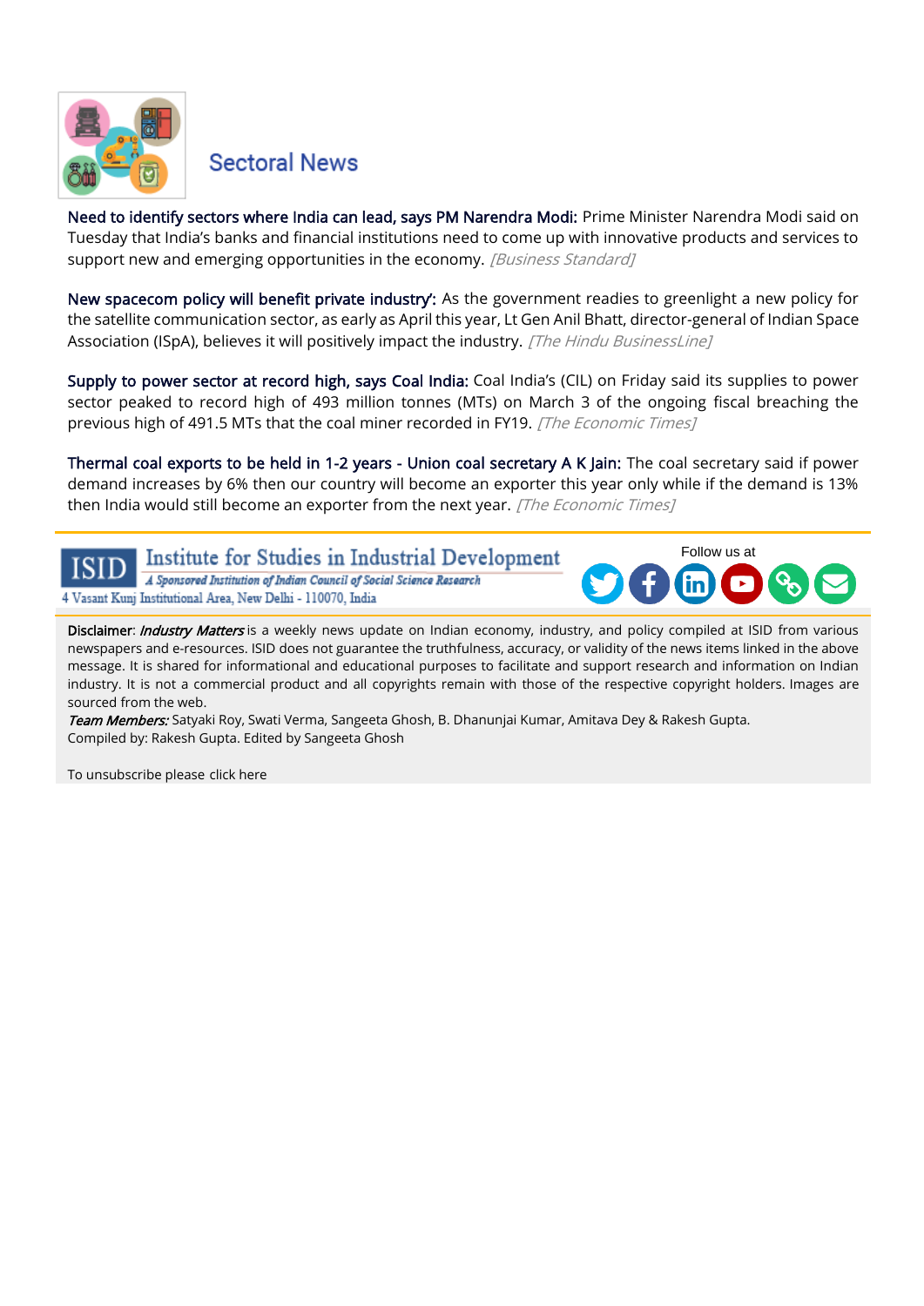## Sectoral News

**Need to identify sectors where India can lead, says PM Narendra Modi:** Prime Minister Narendra Modi said on Tuesday that India's banks and financial institutions need to come up with innovative products and services to support new and emerging opportunities in the economy. *[Business Standard]*

**New spacecom policy will benefit private industry':** As the government readies to greenlight a new policy for the satellite communication sector, as early as April this year, Lt Gen Anil Bhatt, director-general of Indian Space Association (ISpA), believes it will positively impact the industry. *[The Hindu BusinessLine]*

**Supply to power sector at record high, says Coal India:** Coal India's (CIL) on Friday said its supplies to power sector peaked to record high of 493 million tonnes (MTs) on March 3 of the ongoing fiscal breaching the previous high of 491.5 MTs that the coal miner recorded in FY19. *[The Economic Times]*

**Thermal coal exports to be held in 1-2 years - Union coal secretary A K Jain:** The coal secretary said if power demand increases by 6% then our country will become an exporter this year only while if the demand is 13% then India would still become an exporter from the next year. *[The Economic Times]*

---

ISID Institute for Studies in Industrial Development

*A Sponsored Institution of Indian Council of Social Science Research*

4 Vasant Kunj Institutional Area, New Delhi - 110070, India

Follow us at

Disclaimer: *Industry Matters* is a weekly news update on Indian economy, industry, and policy compiled at ISID from various newspapers and e-resources. ISID does not guarantee the truthfulness, accuracy, or validity of the news items linked in the above message. It is shared for informational and educational purposes to facilitate and support research and information on Indian industry. It is not a commercial product and all copyrights remain with those of the respective copyright holders. Images are sourced from the web.

***Team Members:*** Satyaki Roy, Swati Verma, Sangeeta Ghosh, B. Dhanunjai Kumar, Amitava Dey & Rakesh Gupta.

Compiled by: Rakesh Gupta. Edited by Sangeeta Ghosh

To unsubscribe please click here